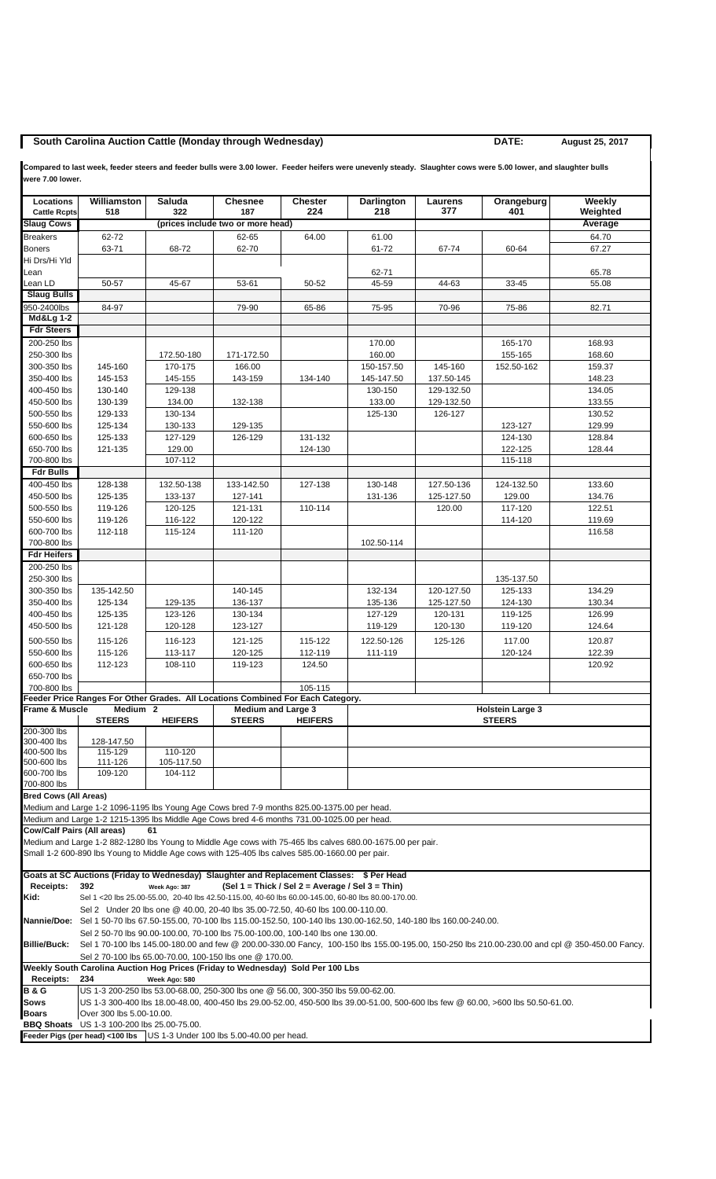# South Carolina Auction Cattle (Monday through Wednesday)

**DATE:** August 25, 2017

**Compared to last week, feeder steers and feeder bulls were 3.00 lower. Feeder heifers were unevenly steady. Slaughter cows were 5.00 lower, and slaughter bulls were 7.00 lower.**

| Locations / Cattle Rcpts | Williamston 518 | Saluda 322 | Chesnee 187 | Chester 224 | Darlington 218 | Laurens 377 | Orangeburg 401 | Weekly Weighted |
|---|---|---|---|---|---|---|---|---|
| **Slaug Cows** | | (prices include two or more head) | | | | | | **Average** |
| Breakers | 62-72 | | 62-65 | 64.00 | 61.00 | | | 64.70 |
| Boners | 63-71 | 68-72 | 62-70 | | 61-72 | 67-74 | 60-64 | 67.27 |
| Hi Drs/Hi Yld Lean | | | | | 62-71 | | | 65.78 |
| Lean LD | 50-57 | 45-67 | 53-61 | 50-52 | 45-59 | 44-63 | 33-45 | 55.08 |
| **Slaug Bulls** | | | | | | | | |
| 950-2400lbs Md&Lg 1-2 | 84-97 | | 79-90 | 65-86 | 75-95 | 70-96 | 75-86 | 82.71 |
| **Fdr Steers** | | | | | | | | |
| 200-250 lbs | | | | | 170.00 | | 165-170 | 168.93 |
| 250-300 lbs | | 172.50-180 | 171-172.50 | | 160.00 | | 155-165 | 168.60 |
| 300-350 lbs | 145-160 | 170-175 | 166.00 | | 150-157.50 | 145-160 | 152.50-162 | 159.37 |
| 350-400 lbs | 145-153 | 145-155 | 143-159 | 134-140 | 145-147.50 | 137.50-145 | | 148.23 |
| 400-450 lbs | 130-140 | 129-138 | | | 130-150 | 129-132.50 | | 134.05 |
| 450-500 lbs | 130-139 | 134.00 | 132-138 | | 133.00 | 129-132.50 | | 133.55 |
| 500-550 lbs | 129-133 | 130-134 | | | 125-130 | 126-127 | | 130.52 |
| 550-600 lbs | 125-134 | 130-133 | 129-135 | | | | 123-127 | 129.99 |
| 600-650 lbs | 125-133 | 127-129 | 126-129 | 131-132 | | | 124-130 | 128.84 |
| 650-700 lbs | 121-135 | 129.00 | | 124-130 | | | 122-125 | 128.44 |
| 700-800 lbs | | 107-112 | | | | | 115-118 | |
| **Fdr Bulls** | | | | | | | | |
| 400-450 lbs | 128-138 | 132.50-138 | 133-142.50 | 127-138 | 130-148 | 127.50-136 | 124-132.50 | 133.60 |
| 450-500 lbs | 125-135 | 133-137 | 127-141 | | 131-136 | 125-127.50 | 129.00 | 134.76 |
| 500-550 lbs | 119-126 | 120-125 | 121-131 | 110-114 | | 120.00 | 117-120 | 122.51 |
| 550-600 lbs | 119-126 | 116-122 | 120-122 | | | | 114-120 | 119.69 |
| 600-700 lbs | 112-118 | 115-124 | 111-120 | | | | | 116.58 |
| 700-800 lbs | | | | | 102.50-114 | | | |
| **Fdr Heifers** | | | | | | | | |
| 200-250 lbs | | | | | | | | |
| 250-300 lbs | | | | | | | 135-137.50 | |
| 300-350 lbs | 135-142.50 | | 140-145 | | 132-134 | 120-127.50 | 125-133 | 134.29 |
| 350-400 lbs | 125-134 | 129-135 | 136-137 | | 135-136 | 125-127.50 | 124-130 | 130.34 |
| 400-450 lbs | 125-135 | 123-126 | 130-134 | | 127-129 | 120-131 | 119-125 | 126.99 |
| 450-500 lbs | 121-128 | 120-128 | 123-127 | | 119-129 | 120-130 | 119-120 | 124.64 |
| 500-550 lbs | 115-126 | 116-123 | 121-125 | 115-122 | 122.50-126 | 125-126 | 117.00 | 120.87 |
| 550-600 lbs | 115-126 | 113-117 | 120-125 | 112-119 | 111-119 | | 120-124 | 122.39 |
| 600-650 lbs | 112-123 | 108-110 | 119-123 | 124.50 | | | | 120.92 |
| 650-700 lbs | | | | | | | | |
| 700-800 lbs | | | | 105-115 | | | | |

**Feeder Price Ranges For Other Grades. All Locations Combined For Each Category.**

| Frame & Muscle | Medium 2 STEERS | Medium 2 HEIFERS | Medium and Large 3 STEERS | Medium and Large 3 HEIFERS | Holstein Large 3 STEERS |
|---|---|---|---|---|---|
| 200-300 lbs | | | | | |
| 300-400 lbs | 128-147.50 | | | | |
| 400-500 lbs | 115-129 | 110-120 | | | |
| 500-600 lbs | 111-126 | 105-117.50 | | | |
| 600-700 lbs | 109-120 | 104-112 | | | |
| 700-800 lbs | | | | | |

**Bred Cows (All Areas)**

Medium and Large 1-2 1096-1195 lbs Young Age Cows bred 7-9 months 825.00-1375.00 per head.
Medium and Large 1-2 1215-1395 lbs Middle Age Cows bred 4-6 months 731.00-1025.00 per head.

**Cow/Calf Pairs (All areas)** 61

Medium and Large 1-2 882-1280 lbs Young to Middle Age cows with 75-465 lbs calves 680.00-1675.00 per pair.
Small 1-2 600-890 lbs Young to Middle Age cows with 125-405 lbs calves 585.00-1660.00 per pair.

**Goats at SC Auctions (Friday to Wednesday) Slaughter and Replacement Classes: $ Per Head**

**Receipts:** 392 Week Ago: 387 **(Sel 1 = Thick / Sel 2 = Average / Sel 3 = Thin)**

**Kid:** Sel 1 <20 lbs 25.00-55.00, 20-40 lbs 42.50-115.00, 40-60 lbs 60.00-145.00, 60-80 lbs 80.00-170.00.
Sel 2 Under 20 lbs one @ 40.00, 20-40 lbs 35.00-72.50, 40-60 lbs 100.00-110.00.

**Nannie/Doe:** Sel 1 50-70 lbs 67.50-155.00, 70-100 lbs 115.00-152.50, 100-140 lbs 130.00-162.50, 140-180 lbs 160.00-240.00.
Sel 2 50-70 lbs 90.00-100.00, 70-100 lbs 75.00-100.00, 100-140 lbs one 130.00.

**Billie/Buck:** Sel 1 70-100 lbs 145.00-180.00 and few @ 200.00-330.00 Fancy, 100-150 lbs 155.00-195.00, 150-250 lbs 210.00-230.00 and cpl @ 350-450.00 Fancy.
Sel 2 70-100 lbs 65.00-70.00, 100-150 lbs one @ 170.00.

**Weekly South Carolina Auction Hog Prices (Friday to Wednesday) Sold Per 100 Lbs**

**Receipts:** 234 Week Ago: 580

**B & G** US 1-3 200-250 lbs 53.00-68.00, 250-300 lbs one @ 56.00, 300-350 lbs 59.00-62.00.

**Sows** US 1-3 300-400 lbs 18.00-48.00, 400-450 lbs 29.00-52.00, 450-500 lbs 39.00-51.00, 500-600 lbs few @ 60.00, >600 lbs 50.50-61.00.

**Boars** Over 300 lbs 5.00-10.00.

**BBQ Shoats** US 1-3 100-200 lbs 25.00-75.00.

**Feeder Pigs (per head) <100 lbs** US 1-3 Under 100 lbs 5.00-40.00 per head.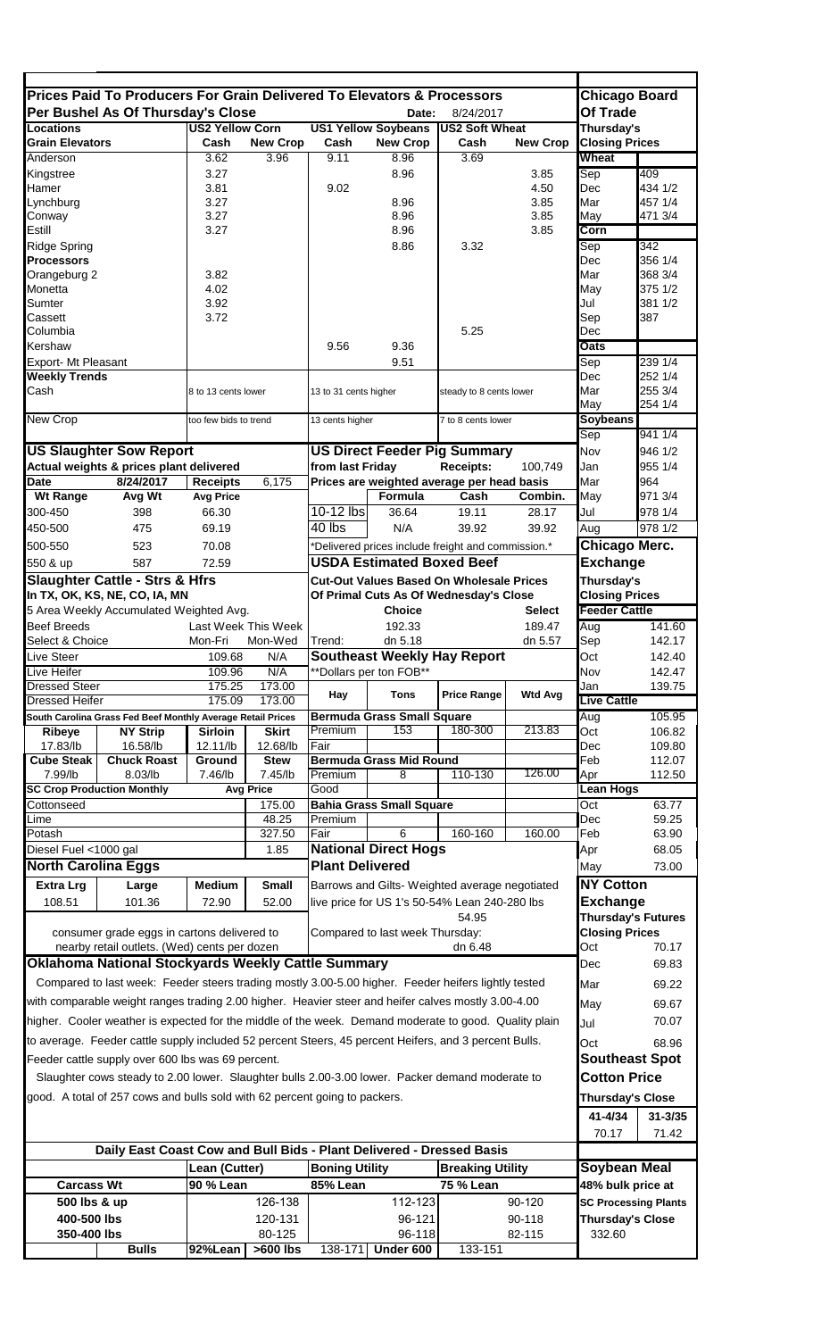## Prices Paid To Producers For Grain Delivered To Elevators & Processors

**Per Bushel As Of Thursday's Close** — Date: 8/24/2017

| Locations | US2 Yellow Corn | | US1 Yellow Soybeans | | US2 Soft Wheat | |
|---|---|---|---|---|---|---|
| **Grain Elevators** | Cash | New Crop | Cash | New Crop | Cash | New Crop |
| Anderson | 3.62 | 3.96 | 9.11 | 8.96 | 3.69 | |
| Kingstree | 3.27 | | | 8.96 | | 3.85 |
| Hamer | 3.81 | | 9.02 | | | 4.50 |
| Lynchburg | 3.27 | | | 8.96 | | 3.85 |
| Conway | 3.27 | | | 8.96 | | 3.85 |
| Estill | 3.27 | | | 8.96 | | 3.85 |
| Ridge Spring | | | | 8.86 | 3.32 | |
| **Processors** | | | | | | |
| Orangeburg 2 | 3.82 | | | | | |
| Monetta | 4.02 | | | | | |
| Sumter | 3.92 | | | | | |
| Cassett | 3.72 | | | | | |
| Columbia | | | | | 5.25 | |
| Kershaw | | | 9.56 | 9.36 | | |
| Export- Mt Pleasant | | | | 9.51 | | |
| **Weekly Trends** | | | | | | |
| Cash | 8 to 13 cents lower | | 13 to 31 cents higher | | steady to 8 cents lower | |
| New Crop | too few bids to trend | | 13 cents higher | | 7 to 8 cents lower | |

## Chicago Board Of Trade

**Thursday's Closing Prices**

| | |
|---|---|
| **Wheat** | |
| Sep | 409 |
| Dec | 434 1/2 |
| Mar | 457 1/4 |
| May | 471 3/4 |
| **Corn** | |
| Sep | 342 |
| Dec | 356 1/4 |
| Mar | 368 3/4 |
| May | 375 1/2 |
| Jul | 381 1/2 |
| Sep | 387 |
| Dec | |
| **Oats** | |
| Sep | 239 1/4 |
| Dec | 252 1/4 |
| Mar | 255 3/4 |
| May | 254 1/4 |
| **Soybeans** | |
| Sep | 941 1/4 |
| Nov | 946 1/2 |
| Jan | 955 1/4 |
| Mar | 964 |
| May | 971 3/4 |
| Jul | 978 1/4 |
| Aug | 978 1/2 |

## US Slaughter Sow Report

**Actual weights & prices plant delivered**

| Date | 8/24/2017 | Receipts | 6,175 |
|---|---|---|---|
| **Wt Range** | **Avg Wt** | **Avg Price** | |
| 300-450 | 398 | 66.30 | |
| 450-500 | 475 | 69.19 | |
| 500-550 | 523 | 70.08 | |
| 550 & up | 587 | 72.59 | |

## US Direct Feeder Pig Summary

from last Friday — Receipts: 100,749

Prices are weighted average per head basis

| | Formula | Cash | Combin. |
|---|---|---|---|
| 10-12 lbs | 36.64 | 19.11 | 28.17 |
| 40 lbs | N/A | 39.92 | 39.92 |

*Delivered prices include freight and commission.*

## Slaughter Cattle - Strs & Hfrs

**In TX, OK, KS, NE, CO, IA, MN**

5 Area Weekly Accumulated Weighted Avg.

| Beef Breeds | Last Week | This Week |
|---|---|---|
| Select & Choice | Mon-Fri | Mon-Wed |
| Live Steer | 109.68 | N/A |
| Live Heifer | 109.96 | N/A |
| Dressed Steer | 175.25 | 173.00 |
| Dressed Heifer | 175.09 | 173.00 |

## USDA Estimated Boxed Beef

**Cut-Out Values Based On Wholesale Prices Of Primal Cuts As Of Wednesday's Close**

| | Choice | Select |
|---|---|---|
| | 192.33 | 189.47 |
| Trend: | dn 5.18 | dn 5.57 |

## Chicago Merc. Exchange

**Thursday's Closing Prices**

| | |
|---|---|
| **Feeder Cattle** | |
| Aug | 141.60 |
| Sep | 142.17 |
| Oct | 142.40 |
| Nov | 142.47 |
| Jan | 139.75 |
| **Live Cattle** | |
| Aug | 105.95 |
| Oct | 106.82 |
| Dec | 109.80 |
| Feb | 112.07 |
| Apr | 112.50 |
| **Lean Hogs** | |
| Oct | 63.77 |
| Dec | 59.25 |
| Feb | 63.90 |
| Apr | 68.05 |
| May | 73.00 |

## South Carolina Grass Fed Beef Monthly Average Retail Prices

| Ribeye | NY Strip | Sirloin | Skirt |
|---|---|---|---|
| 17.83/lb | 16.58/lb | 12.11/lb | 12.68/lb |
| **Cube Steak** | **Chuck Roast** | **Ground** | **Stew** |
| 7.99/lb | 8.03/lb | 7.46/lb | 7.45/lb |

## Southeast Weekly Hay Report

**Dollars per ton FOB**

| Hay | Tons | Price Range | Wtd Avg |
|---|---|---|---|
| **Bermuda Grass Small Square** | | | |
| Premium | 153 | 180-300 | 213.83 |
| Fair | | | |
| **Bermuda Grass Mid Round** | | | |
| Premium | 8 | 110-130 | 126.00 |
| Good | | | |
| **Bahia Grass Small Square** | | | |
| Premium | | | |
| Fair | 6 | 160-160 | 160.00 |

## SC Crop Production Monthly

| | Avg Price |
|---|---|
| Cottonseed | 175.00 |
| Lime | 48.25 |
| Potash | 327.50 |
| Diesel Fuel <1000 gal | 1.85 |

## National Direct Hogs

**Plant Delivered**

Barrows and Gilts- Weighted average negotiated live price for US 1's 50-54% Lean 240-280 lbs

54.95

Compared to last week Thursday:

dn 6.48

## North Carolina Eggs

| Extra Lrg | Large | Medium | Small |
|---|---|---|---|
| 108.51 | 101.36 | 72.90 | 52.00 |

consumer grade eggs in cartons delivered to nearby retail outlets. (Wed) cents per dozen

## NY Cotton Exchange

**Thursday's Futures Closing Prices**

| | |
|---|---|
| Oct | 70.17 |
| Dec | 69.83 |
| Mar | 69.22 |
| May | 69.67 |
| Jul | 70.07 |
| Oct | 68.96 |

## Southeast Spot Cotton Price

**Thursday's Close**

| 41-4/34 | 31-3/35 |
|---|---|
| 70.17 | 71.42 |

## Oklahoma National Stockyards Weekly Cattle Summary

Compared to last week: Feeder steers trading mostly 3.00-5.00 higher. Feeder heifers lightly tested with comparable weight ranges trading 2.00 higher. Heavier steer and heifer calves mostly 3.00-4.00 higher. Cooler weather is expected for the middle of the week. Demand moderate to good. Quality plain to average. Feeder cattle supply included 52 percent Steers, 45 percent Heifers, and 3 percent Bulls. Feeder cattle supply over 600 lbs was 69 percent.

Slaughter cows steady to 2.00 lower. Slaughter bulls 2.00-3.00 lower. Packer demand moderate to good. A total of 257 cows and bulls sold with 62 percent going to packers.

## Daily East Coast Cow and Bull Bids - Plant Delivered - Dressed Basis

| | Lean (Cutter) | Boning Utility | Breaking Utility |
|---|---|---|---|
| **Carcass Wt** | **90 % Lean** | **85% Lean** | **75 % Lean** |
| 500 lbs & up | 126-138 | 112-123 | 90-120 |
| 400-500 lbs | 120-131 | 96-121 | 90-118 |
| 350-400 lbs | 80-125 | 96-118 | 82-115 |
| **Bulls** | **92%Lean** >600 lbs 138-171 | **Under 600** | 133-151 |

## Soybean Meal

48% bulk price at SC Processing Plants

**Thursday's Close**

332.60